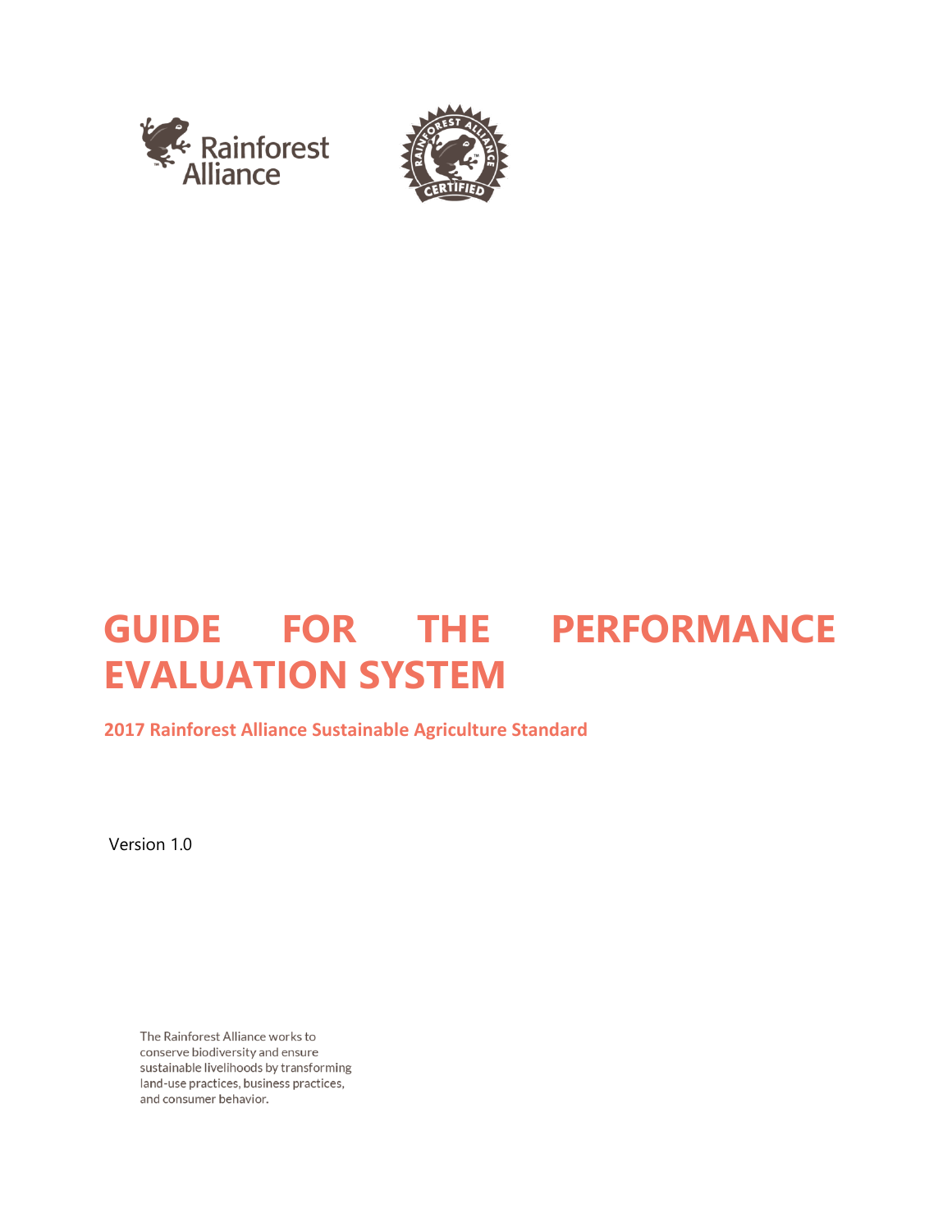Rainforest Alliance

# GUIDE FOR THE PERFORMANCE EVALUATION SYSTEM

## 2017 Rainforest Alliance Sustainable Agriculture Standard

Version 1.0

The Rainforest Alliance works to conserve biodiversity and ensure sustainable livelihoods by transforming land-use practices, business practices, and consumer behavior.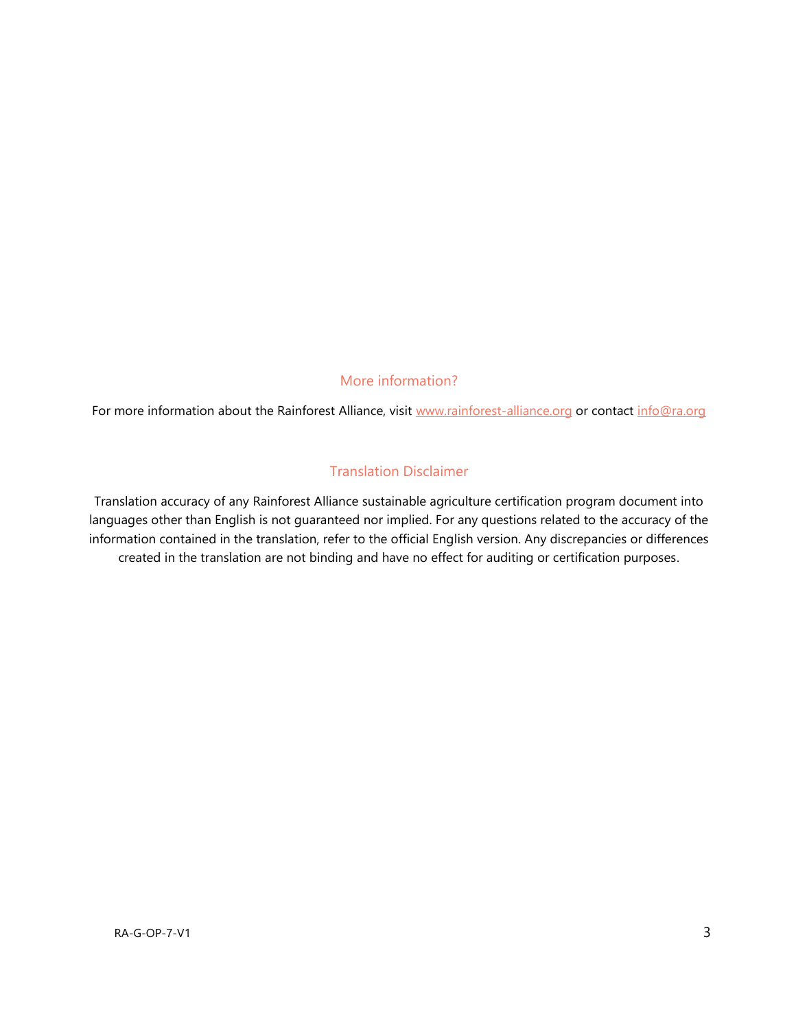## More information?

For more information about the Rainforest Alliance, visit [www.rainforest-alliance.org](www.rainforest-alliance.org) or contact [info@ra.org](mailto:info@ra.org)

## Translation Disclaimer

Translation accuracy of any Rainforest Alliance sustainable agriculture certification program document into languages other than English is not guaranteed nor implied. For any questions related to the accuracy of the information contained in the translation, refer to the official English version. Any discrepancies or differences created in the translation are not binding and have no effect for auditing or certification purposes.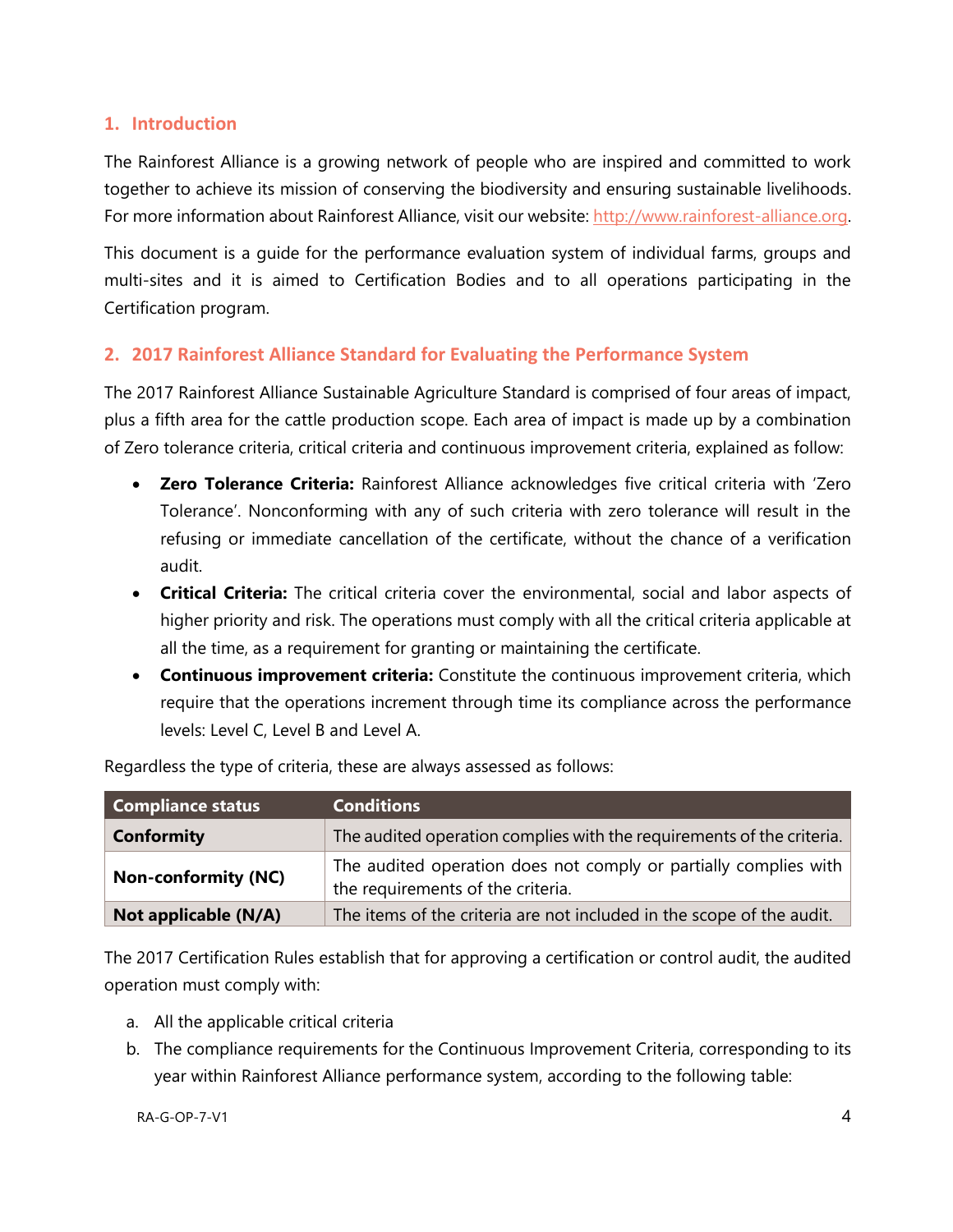## 1. Introduction

The Rainforest Alliance is a growing network of people who are inspired and committed to work together to achieve its mission of conserving the biodiversity and ensuring sustainable livelihoods. For more information about Rainforest Alliance, visit our website: http://www.rainforest-alliance.org.

This document is a guide for the performance evaluation system of individual farms, groups and multi-sites and it is aimed to Certification Bodies and to all operations participating in the Certification program.

## 2. 2017 Rainforest Alliance Standard for Evaluating the Performance System

The 2017 Rainforest Alliance Sustainable Agriculture Standard is comprised of four areas of impact, plus a fifth area for the cattle production scope. Each area of impact is made up by a combination of Zero tolerance criteria, critical criteria and continuous improvement criteria, explained as follow:

- **Zero Tolerance Criteria:** Rainforest Alliance acknowledges five critical criteria with 'Zero Tolerance'. Nonconforming with any of such criteria with zero tolerance will result in the refusing or immediate cancellation of the certificate, without the chance of a verification audit.
- **Critical Criteria:** The critical criteria cover the environmental, social and labor aspects of higher priority and risk. The operations must comply with all the critical criteria applicable at all the time, as a requirement for granting or maintaining the certificate.
- **Continuous improvement criteria:** Constitute the continuous improvement criteria, which require that the operations increment through time its compliance across the performance levels: Level C, Level B and Level A.

Regardless the type of criteria, these are always assessed as follows:

| Compliance status | Conditions |
|---|---|
| **Conformity** | The audited operation complies with the requirements of the criteria. |
| **Non-conformity (NC)** | The audited operation does not comply or partially complies with the requirements of the criteria. |
| **Not applicable (N/A)** | The items of the criteria are not included in the scope of the audit. |

The 2017 Certification Rules establish that for approving a certification or control audit, the audited operation must comply with:

a. All the applicable critical criteria
b. The compliance requirements for the Continuous Improvement Criteria, corresponding to its year within Rainforest Alliance performance system, according to the following table: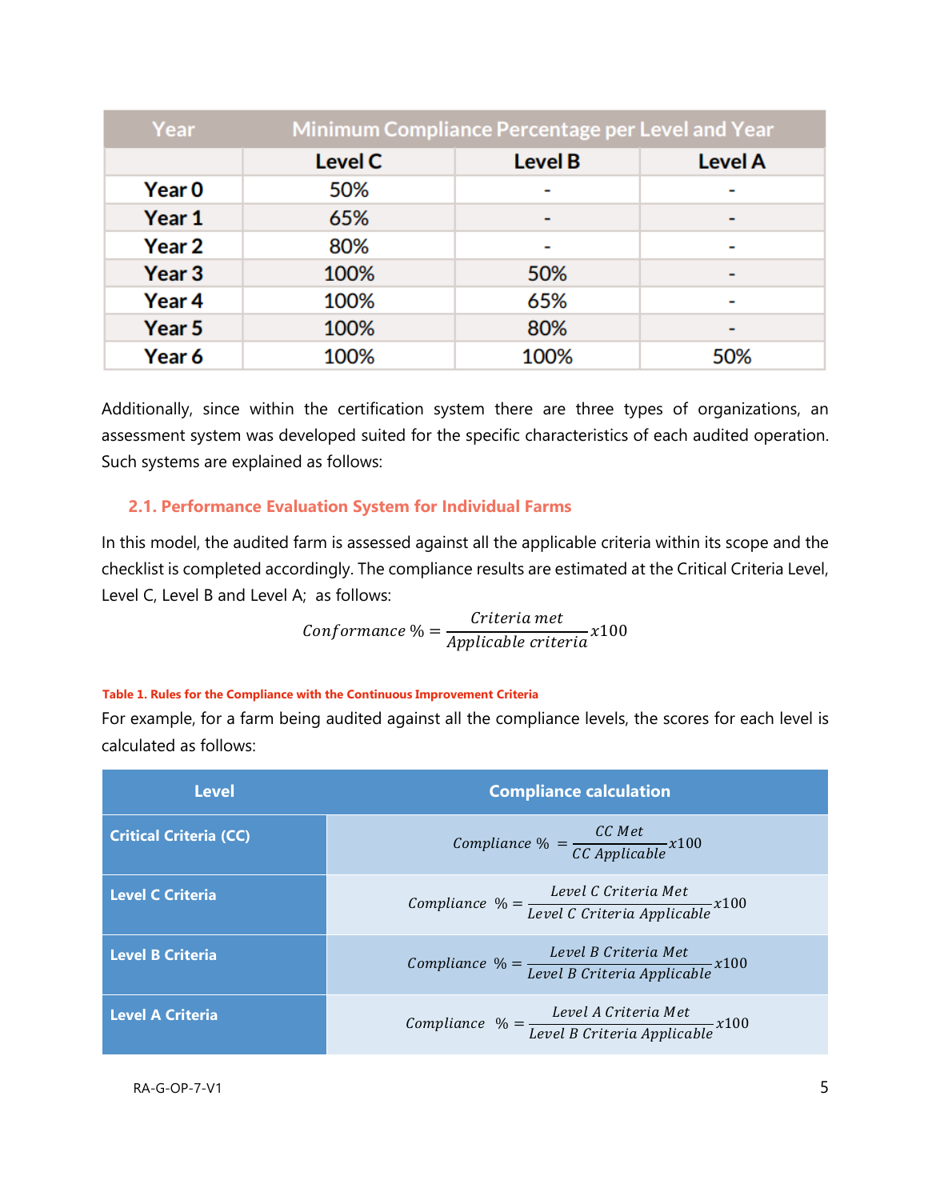| Year | Minimum Compliance Percentage per Level and Year | | |
|---|---|---|---|
| | Level C | Level B | Level A |
| Year 0 | 50% | - | - |
| Year 1 | 65% | - | - |
| Year 2 | 80% | - | - |
| Year 3 | 100% | 50% | - |
| Year 4 | 100% | 65% | - |
| Year 5 | 100% | 80% | - |
| Year 6 | 100% | 100% | 50% |

Additionally, since within the certification system there are three types of organizations, an assessment system was developed suited for the specific characteristics of each audited operation. Such systems are explained as follows:

### 2.1. Performance Evaluation System for Individual Farms

In this model, the audited farm is assessed against all the applicable criteria within its scope and the checklist is completed accordingly. The compliance results are estimated at the Critical Criteria Level, Level C, Level B and Level A; as follows:

$$Conformance \ \% = \frac{Criteria \ met}{Applicable \ criteria} x100$$

**Table 1. Rules for the Compliance with the Continuous Improvement Criteria**

For example, for a farm being audited against all the compliance levels, the scores for each level is calculated as follows:

| Level | Compliance calculation |
|---|---|
| **Critical Criteria (CC)** | $Compliance \ \% = \frac{CC \ Met}{CC \ Applicable} x100$ |
| **Level C Criteria** | $Compliance \ \% = \frac{Level \ C \ Criteria \ Met}{Level \ C \ Criteria \ Applicable} x100$ |
| **Level B Criteria** | $Compliance \ \% = \frac{Level \ B \ Criteria \ Met}{Level \ B \ Criteria \ Applicable} x100$ |
| **Level A Criteria** | $Compliance \ \% = \frac{Level \ A \ Criteria \ Met}{Level \ B \ Criteria \ Applicable} x100$ |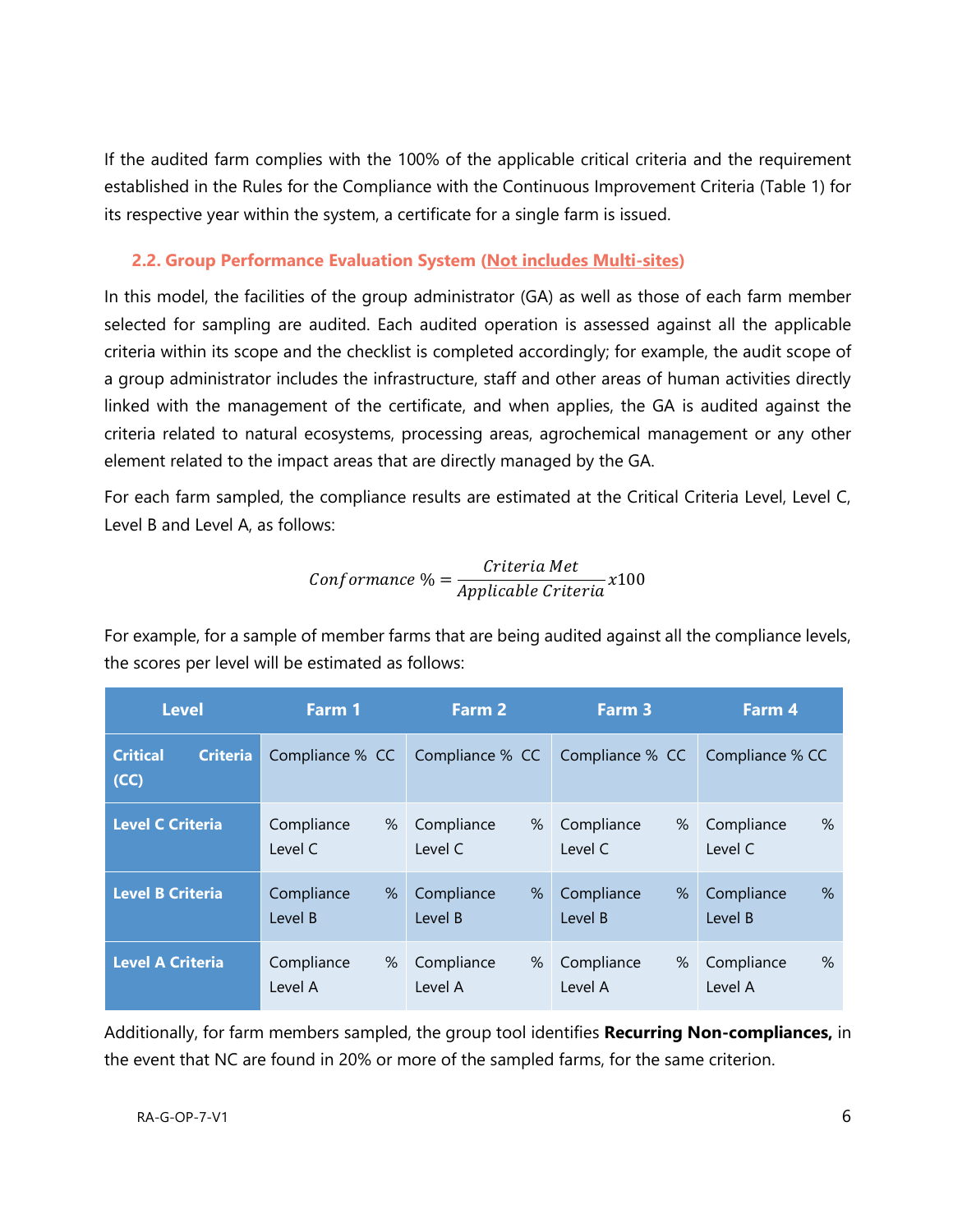If the audited farm complies with the 100% of the applicable critical criteria and the requirement established in the Rules for the Compliance with the Continuous Improvement Criteria (Table 1) for its respective year within the system, a certificate for a single farm is issued.

### 2.2. Group Performance Evaluation System (Not includes Multi-sites)

In this model, the facilities of the group administrator (GA) as well as those of each farm member selected for sampling are audited. Each audited operation is assessed against all the applicable criteria within its scope and the checklist is completed accordingly; for example, the audit scope of a group administrator includes the infrastructure, staff and other areas of human activities directly linked with the management of the certificate, and when applies, the GA is audited against the criteria related to natural ecosystems, processing areas, agrochemical management or any other element related to the impact areas that are directly managed by the GA.

For each farm sampled, the compliance results are estimated at the Critical Criteria Level, Level C, Level B and Level A, as follows:

$$Conformance\ \% = \frac{Criteria\ Met}{Applicable\ Criteria} x100$$

For example, for a sample of member farms that are being audited against all the compliance levels, the scores per level will be estimated as follows:

| Level | Farm 1 | Farm 2 | Farm 3 | Farm 4 |
|---|---|---|---|---|
| **Critical Criteria (CC)** | Compliance % CC | Compliance % CC | Compliance % CC | Compliance % CC |
| **Level C Criteria** | Compliance % Level C | Compliance % Level C | Compliance % Level C | Compliance % Level C |
| **Level B Criteria** | Compliance % Level B | Compliance % Level B | Compliance % Level B | Compliance % Level B |
| **Level A Criteria** | Compliance % Level A | Compliance % Level A | Compliance % Level A | Compliance % Level A |

Additionally, for farm members sampled, the group tool identifies **Recurring Non-compliances,** in the event that NC are found in 20% or more of the sampled farms, for the same criterion.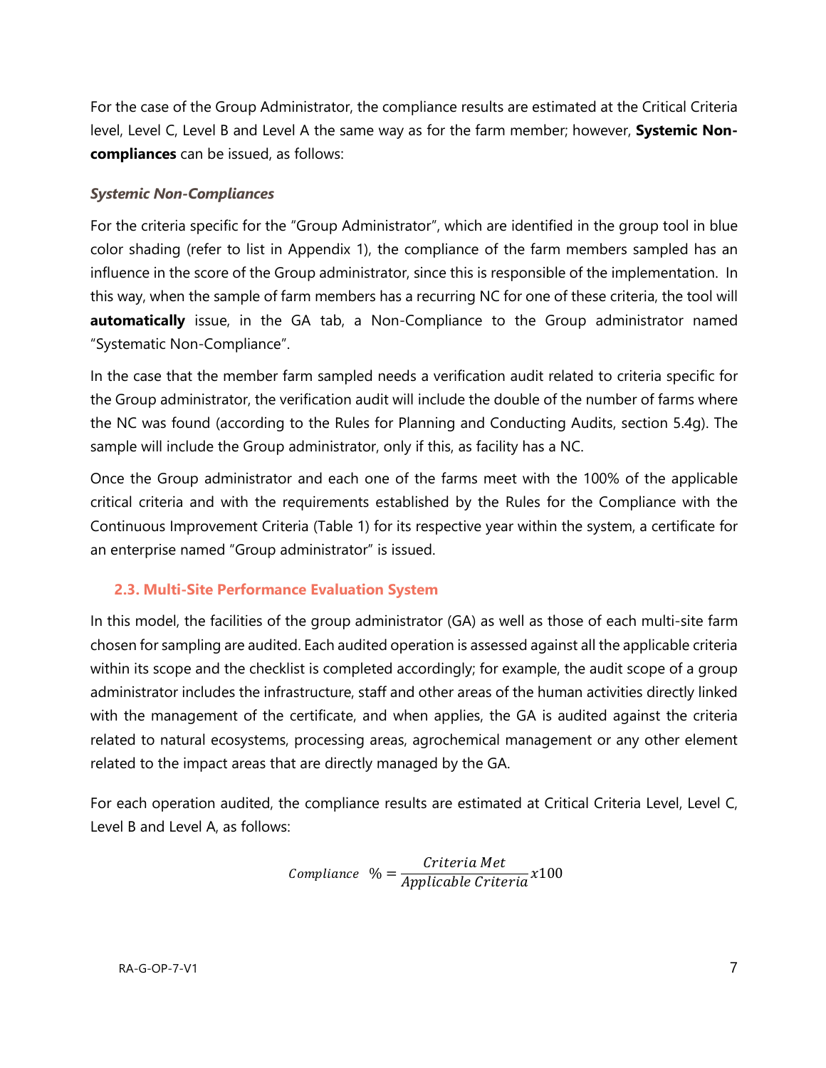For the case of the Group Administrator, the compliance results are estimated at the Critical Criteria level, Level C, Level B and Level A the same way as for the farm member; however, **Systemic Non-compliances** can be issued, as follows:

#### *Systemic Non-Compliances*

For the criteria specific for the "Group Administrator", which are identified in the group tool in blue color shading (refer to list in Appendix 1), the compliance of the farm members sampled has an influence in the score of the Group administrator, since this is responsible of the implementation. In this way, when the sample of farm members has a recurring NC for one of these criteria, the tool will **automatically** issue, in the GA tab, a Non-Compliance to the Group administrator named "Systematic Non-Compliance".

In the case that the member farm sampled needs a verification audit related to criteria specific for the Group administrator, the verification audit will include the double of the number of farms where the NC was found (according to the Rules for Planning and Conducting Audits, section 5.4g). The sample will include the Group administrator, only if this, as facility has a NC.

Once the Group administrator and each one of the farms meet with the 100% of the applicable critical criteria and with the requirements established by the Rules for the Compliance with the Continuous Improvement Criteria (Table 1) for its respective year within the system, a certificate for an enterprise named "Group administrator" is issued.

### 2.3. Multi-Site Performance Evaluation System

In this model, the facilities of the group administrator (GA) as well as those of each multi-site farm chosen for sampling are audited. Each audited operation is assessed against all the applicable criteria within its scope and the checklist is completed accordingly; for example, the audit scope of a group administrator includes the infrastructure, staff and other areas of the human activities directly linked with the management of the certificate, and when applies, the GA is audited against the criteria related to natural ecosystems, processing areas, agrochemical management or any other element related to the impact areas that are directly managed by the GA.

For each operation audited, the compliance results are estimated at Critical Criteria Level, Level C, Level B and Level A, as follows:

$$Compliance\ \% = \frac{Criteria\ Met}{Applicable\ Criteria} x100$$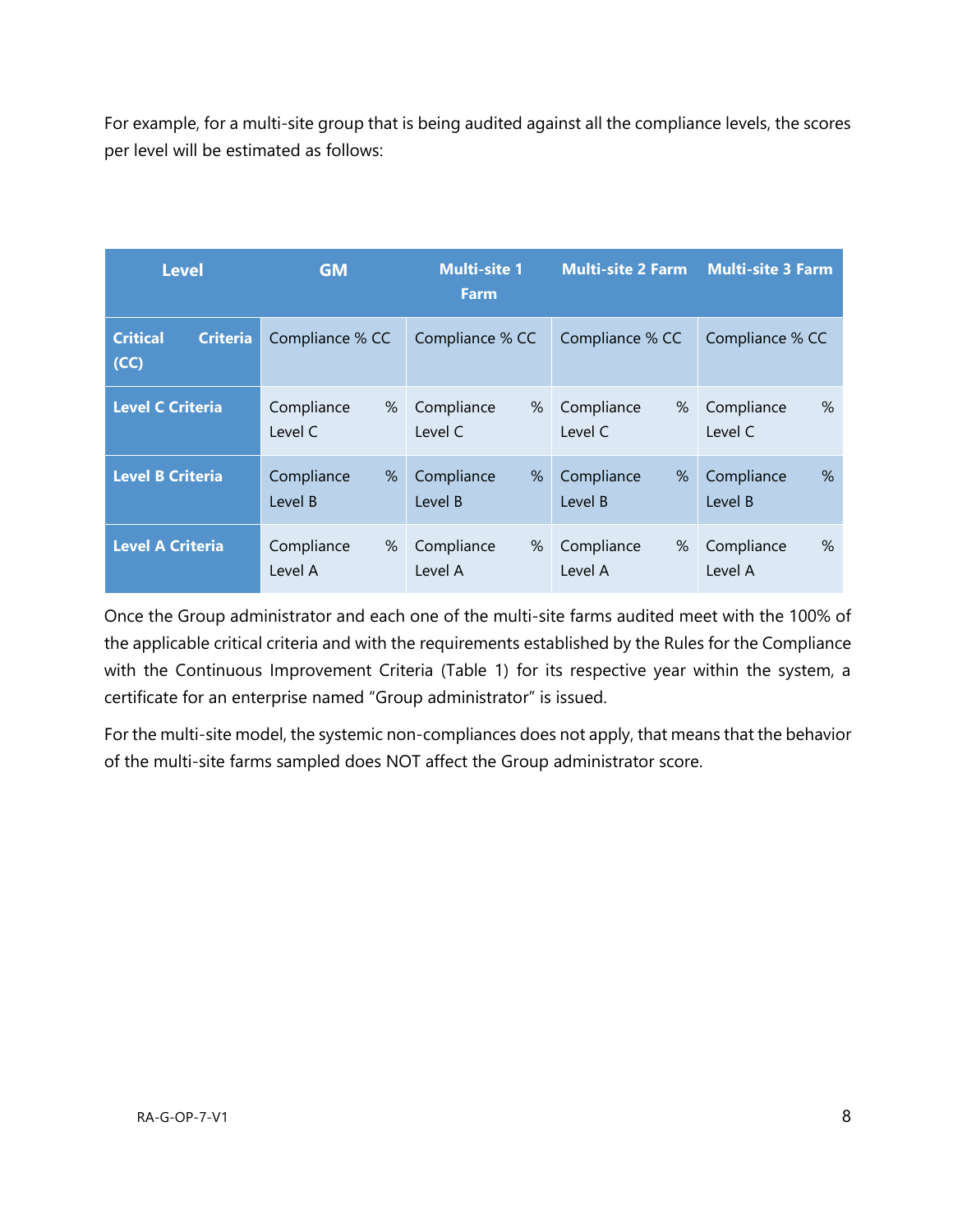For example, for a multi-site group that is being audited against all the compliance levels, the scores per level will be estimated as follows:

| Level | GM | Multi-site 1 Farm | Multi-site 2 Farm | Multi-site 3 Farm |
|---|---|---|---|---|
| **Critical Criteria (CC)** | Compliance % CC | Compliance % CC | Compliance % CC | Compliance % CC |
| **Level C Criteria** | Compliance % Level C | Compliance % Level C | Compliance % Level C | Compliance % Level C |
| **Level B Criteria** | Compliance % Level B | Compliance % Level B | Compliance % Level B | Compliance % Level B |
| **Level A Criteria** | Compliance % Level A | Compliance % Level A | Compliance % Level A | Compliance % Level A |

Once the Group administrator and each one of the multi-site farms audited meet with the 100% of the applicable critical criteria and with the requirements established by the Rules for the Compliance with the Continuous Improvement Criteria (Table 1) for its respective year within the system, a certificate for an enterprise named "Group administrator" is issued.

For the multi-site model, the systemic non-compliances does not apply, that means that the behavior of the multi-site farms sampled does NOT affect the Group administrator score.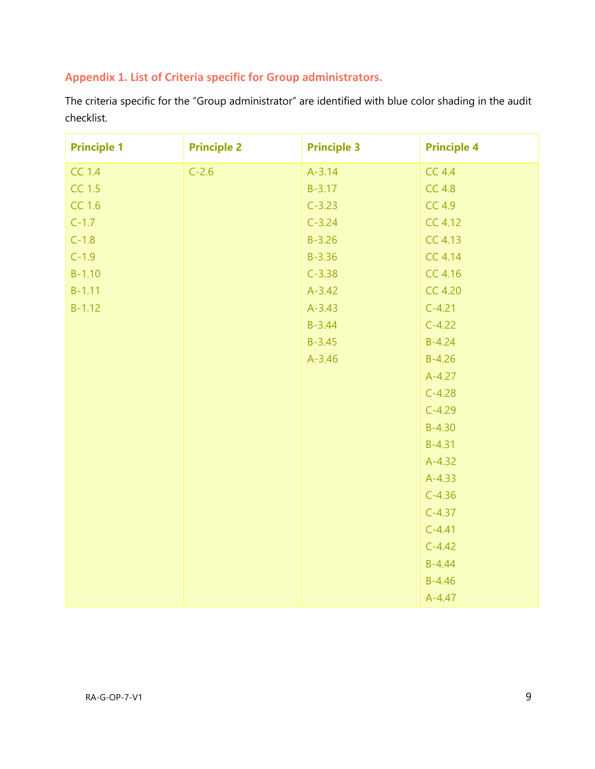## Appendix 1. List of Criteria specific for Group administrators.

The criteria specific for the "Group administrator" are identified with blue color shading in the audit checklist.

| Principle 1 | Principle 2 | Principle 3 | Principle 4 |
|---|---|---|---|
| CC 1.4 | C-2.6 | A-3.14 | CC 4.4 |
| CC 1.5 | | B-3.17 | CC 4.8 |
| CC 1.6 | | C-3.23 | CC 4.9 |
| C-1.7 | | C-3.24 | CC 4.12 |
| C-1.8 | | B-3.26 | CC 4.13 |
| C-1.9 | | B-3.36 | CC 4.14 |
| B-1.10 | | C-3.38 | CC 4.16 |
| B-1.11 | | A-3.42 | CC 4.20 |
| B-1.12 | | A-3.43 | C-4.21 |
| | | B-3.44 | C-4.22 |
| | | B-3.45 | B-4.24 |
| | | A-3.46 | B-4.26 |
| | | | A-4.27 |
| | | | C-4.28 |
| | | | C-4.29 |
| | | | B-4.30 |
| | | | B-4.31 |
| | | | A-4.32 |
| | | | A-4.33 |
| | | | C-4.36 |
| | | | C-4.37 |
| | | | C-4.41 |
| | | | C-4.42 |
| | | | B-4.44 |
| | | | B-4.46 |
| | | | A-4.47 |